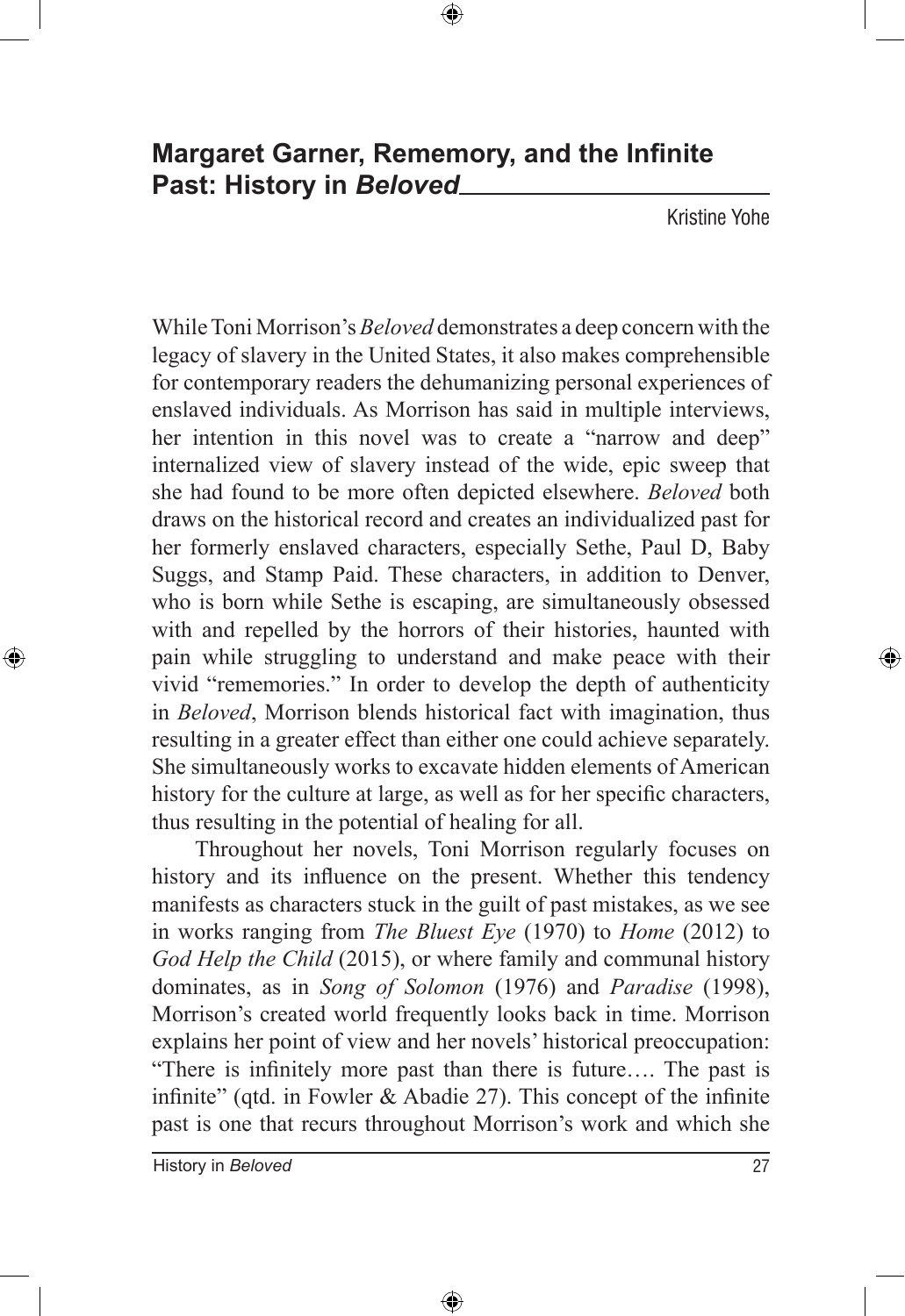# Margaret Garner, Rememory, and the Infinite Past: History in *Beloved*

Kristine Yohe

While Toni Morrison's *Beloved* demonstrates a deep concern with the legacy of slavery in the United States, it also makes comprehensible for contemporary readers the dehumanizing personal experiences of enslaved individuals. As Morrison has said in multiple interviews, her intention in this novel was to create a "narrow and deep" internalized view of slavery instead of the wide, epic sweep that she had found to be more often depicted elsewhere. *Beloved* both draws on the historical record and creates an individualized past for her formerly enslaved characters, especially Sethe, Paul D, Baby Suggs, and Stamp Paid. These characters, in addition to Denver, who is born while Sethe is escaping, are simultaneously obsessed with and repelled by the horrors of their histories, haunted with pain while struggling to understand and make peace with their vivid "rememories." In order to develop the depth of authenticity in *Beloved*, Morrison blends historical fact with imagination, thus resulting in a greater effect than either one could achieve separately. She simultaneously works to excavate hidden elements of American history for the culture at large, as well as for her specific characters, thus resulting in the potential of healing for all.

Throughout her novels, Toni Morrison regularly focuses on history and its influence on the present. Whether this tendency manifests as characters stuck in the guilt of past mistakes, as we see in works ranging from *The Bluest Eye* (1970) to *Home* (2012) to *God Help the Child* (2015), or where family and communal history dominates, as in *Song of Solomon* (1976) and *Paradise* (1998), Morrison's created world frequently looks back in time. Morrison explains her point of view and her novels' historical preoccupation: "There is infinitely more past than there is future…. The past is infinite" (qtd. in Fowler & Abadie 27). This concept of the infinite past is one that recurs throughout Morrison's work and which she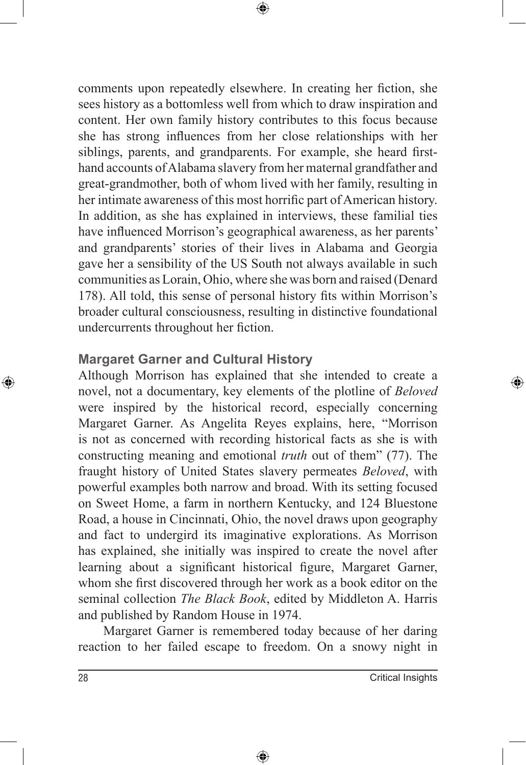comments upon repeatedly elsewhere. In creating her fiction, she sees history as a bottomless well from which to draw inspiration and content. Her own family history contributes to this focus because she has strong influences from her close relationships with her siblings, parents, and grandparents. For example, she heard first-hand accounts of Alabama slavery from her maternal grandfather and great-grandmother, both of whom lived with her family, resulting in her intimate awareness of this most horrific part of American history. In addition, as she has explained in interviews, these familial ties have influenced Morrison's geographical awareness, as her parents' and grandparents' stories of their lives in Alabama and Georgia gave her a sensibility of the US South not always available in such communities as Lorain, Ohio, where she was born and raised (Denard 178). All told, this sense of personal history fits within Morrison's broader cultural consciousness, resulting in distinctive foundational undercurrents throughout her fiction.

### Margaret Garner and Cultural History

Although Morrison has explained that she intended to create a novel, not a documentary, key elements of the plotline of *Beloved* were inspired by the historical record, especially concerning Margaret Garner. As Angelita Reyes explains, here, "Morrison is not as concerned with recording historical facts as she is with constructing meaning and emotional *truth* out of them" (77). The fraught history of United States slavery permeates *Beloved*, with powerful examples both narrow and broad. With its setting focused on Sweet Home, a farm in northern Kentucky, and 124 Bluestone Road, a house in Cincinnati, Ohio, the novel draws upon geography and fact to undergird its imaginative explorations. As Morrison has explained, she initially was inspired to create the novel after learning about a significant historical figure, Margaret Garner, whom she first discovered through her work as a book editor on the seminal collection *The Black Book*, edited by Middleton A. Harris and published by Random House in 1974.

Margaret Garner is remembered today because of her daring reaction to her failed escape to freedom. On a snowy night in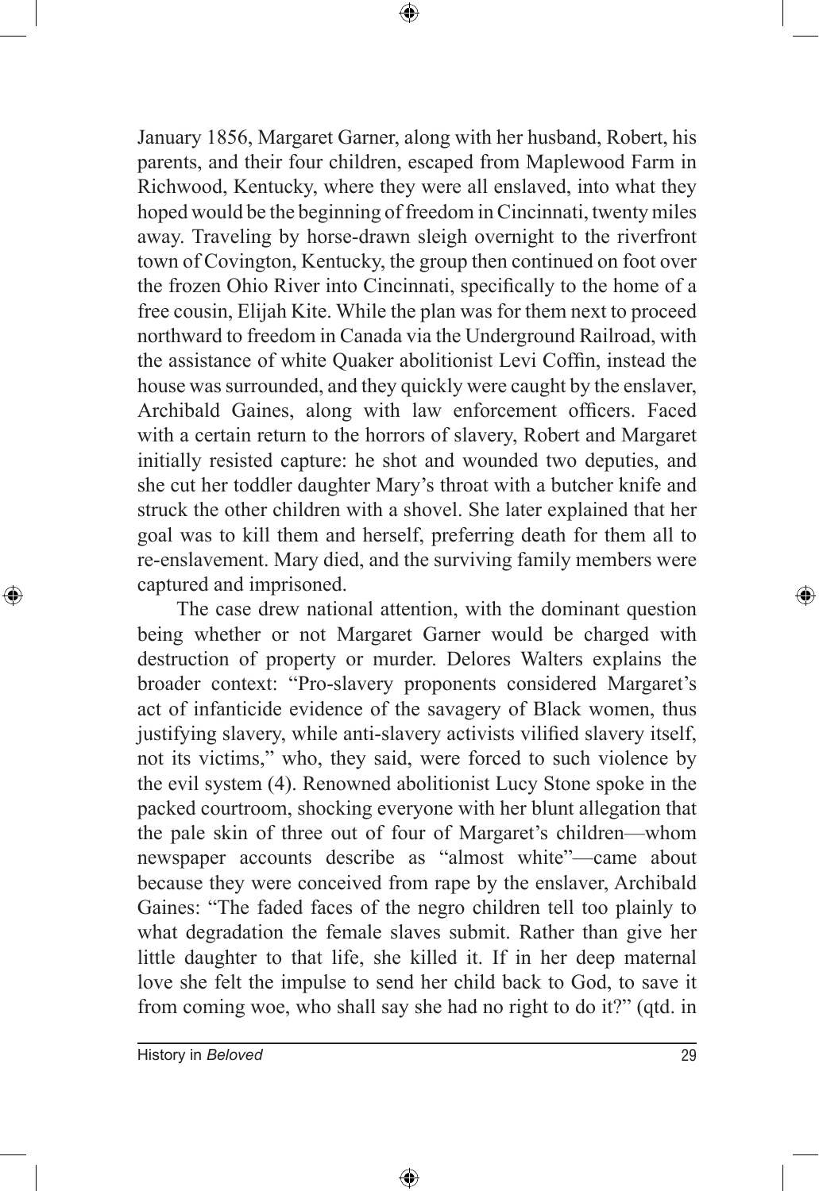January 1856, Margaret Garner, along with her husband, Robert, his parents, and their four children, escaped from Maplewood Farm in Richwood, Kentucky, where they were all enslaved, into what they hoped would be the beginning of freedom in Cincinnati, twenty miles away. Traveling by horse-drawn sleigh overnight to the riverfront town of Covington, Kentucky, the group then continued on foot over the frozen Ohio River into Cincinnati, specifically to the home of a free cousin, Elijah Kite. While the plan was for them next to proceed northward to freedom in Canada via the Underground Railroad, with the assistance of white Quaker abolitionist Levi Coffin, instead the house was surrounded, and they quickly were caught by the enslaver, Archibald Gaines, along with law enforcement officers. Faced with a certain return to the horrors of slavery, Robert and Margaret initially resisted capture: he shot and wounded two deputies, and she cut her toddler daughter Mary's throat with a butcher knife and struck the other children with a shovel. She later explained that her goal was to kill them and herself, preferring death for them all to re-enslavement. Mary died, and the surviving family members were captured and imprisoned.

The case drew national attention, with the dominant question being whether or not Margaret Garner would be charged with destruction of property or murder. Delores Walters explains the broader context: "Pro-slavery proponents considered Margaret's act of infanticide evidence of the savagery of Black women, thus justifying slavery, while anti-slavery activists vilified slavery itself, not its victims," who, they said, were forced to such violence by the evil system (4). Renowned abolitionist Lucy Stone spoke in the packed courtroom, shocking everyone with her blunt allegation that the pale skin of three out of four of Margaret's children—whom newspaper accounts describe as "almost white"—came about because they were conceived from rape by the enslaver, Archibald Gaines: "The faded faces of the negro children tell too plainly to what degradation the female slaves submit. Rather than give her little daughter to that life, she killed it. If in her deep maternal love she felt the impulse to send her child back to God, to save it from coming woe, who shall say she had no right to do it?" (qtd. in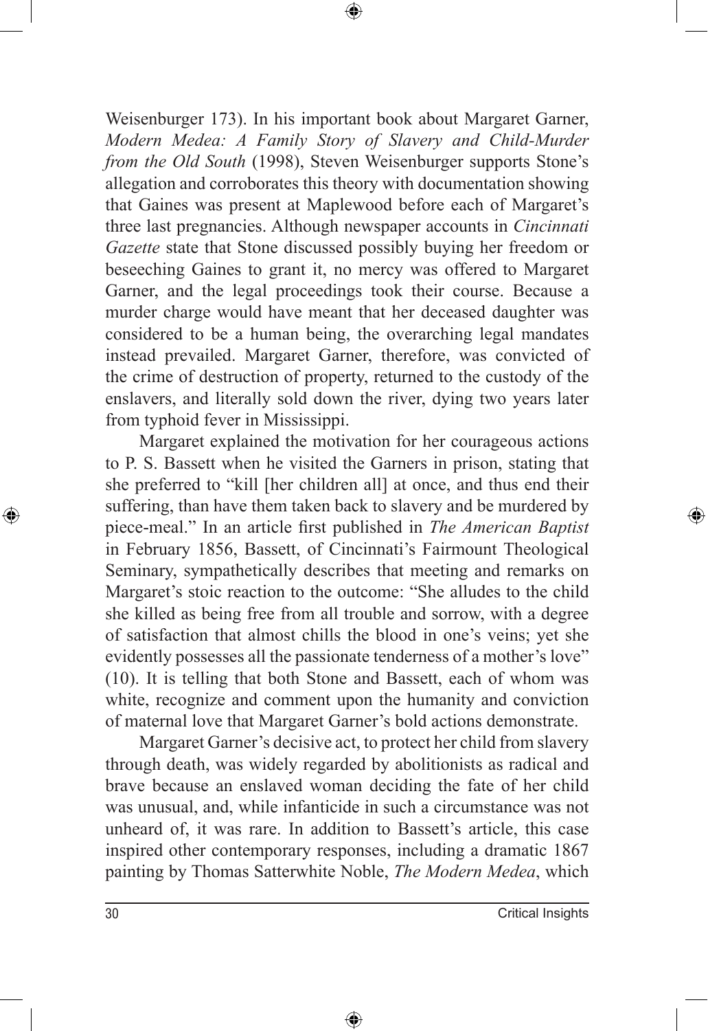Weisenburger 173). In his important book about Margaret Garner, *Modern Medea: A Family Story of Slavery and Child-Murder from the Old South* (1998), Steven Weisenburger supports Stone's allegation and corroborates this theory with documentation showing that Gaines was present at Maplewood before each of Margaret's three last pregnancies. Although newspaper accounts in *Cincinnati Gazette* state that Stone discussed possibly buying her freedom or beseeching Gaines to grant it, no mercy was offered to Margaret Garner, and the legal proceedings took their course. Because a murder charge would have meant that her deceased daughter was considered to be a human being, the overarching legal mandates instead prevailed. Margaret Garner, therefore, was convicted of the crime of destruction of property, returned to the custody of the enslavers, and literally sold down the river, dying two years later from typhoid fever in Mississippi.

Margaret explained the motivation for her courageous actions to P. S. Bassett when he visited the Garners in prison, stating that she preferred to "kill [her children all] at once, and thus end their suffering, than have them taken back to slavery and be murdered by piece-meal." In an article first published in *The American Baptist* in February 1856, Bassett, of Cincinnati's Fairmount Theological Seminary, sympathetically describes that meeting and remarks on Margaret's stoic reaction to the outcome: "She alludes to the child she killed as being free from all trouble and sorrow, with a degree of satisfaction that almost chills the blood in one's veins; yet she evidently possesses all the passionate tenderness of a mother's love" (10). It is telling that both Stone and Bassett, each of whom was white, recognize and comment upon the humanity and conviction of maternal love that Margaret Garner's bold actions demonstrate.

Margaret Garner's decisive act, to protect her child from slavery through death, was widely regarded by abolitionists as radical and brave because an enslaved woman deciding the fate of her child was unusual, and, while infanticide in such a circumstance was not unheard of, it was rare. In addition to Bassett's article, this case inspired other contemporary responses, including a dramatic 1867 painting by Thomas Satterwhite Noble, *The Modern Medea*, which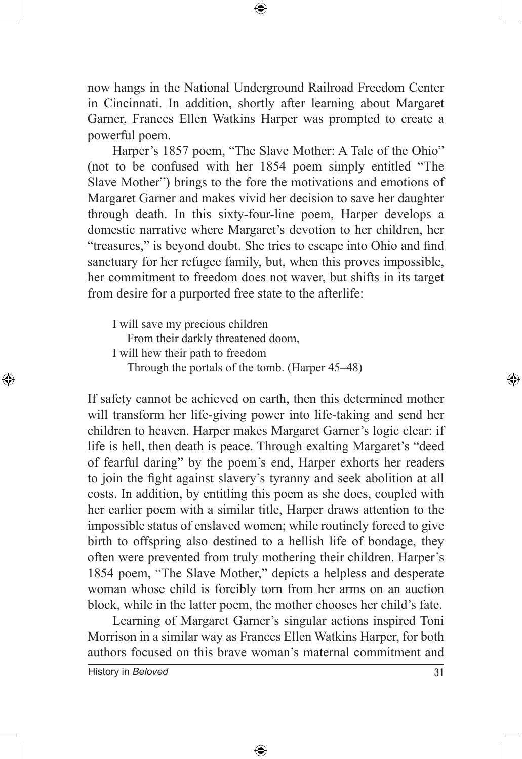now hangs in the National Underground Railroad Freedom Center in Cincinnati. In addition, shortly after learning about Margaret Garner, Frances Ellen Watkins Harper was prompted to create a powerful poem.

Harper's 1857 poem, "The Slave Mother: A Tale of the Ohio" (not to be confused with her 1854 poem simply entitled "The Slave Mother") brings to the fore the motivations and emotions of Margaret Garner and makes vivid her decision to save her daughter through death. In this sixty-four-line poem, Harper develops a domestic narrative where Margaret's devotion to her children, her "treasures," is beyond doubt. She tries to escape into Ohio and find sanctuary for her refugee family, but, when this proves impossible, her commitment to freedom does not waver, but shifts in its target from desire for a purported free state to the afterlife:

> I will save my precious children
> From their darkly threatened doom,
> I will hew their path to freedom
> Through the portals of the tomb. (Harper 45–48)

If safety cannot be achieved on earth, then this determined mother will transform her life-giving power into life-taking and send her children to heaven. Harper makes Margaret Garner's logic clear: if life is hell, then death is peace. Through exalting Margaret's "deed of fearful daring" by the poem's end, Harper exhorts her readers to join the fight against slavery's tyranny and seek abolition at all costs. In addition, by entitling this poem as she does, coupled with her earlier poem with a similar title, Harper draws attention to the impossible status of enslaved women; while routinely forced to give birth to offspring also destined to a hellish life of bondage, they often were prevented from truly mothering their children. Harper's 1854 poem, "The Slave Mother," depicts a helpless and desperate woman whose child is forcibly torn from her arms on an auction block, while in the latter poem, the mother chooses her child's fate.

Learning of Margaret Garner's singular actions inspired Toni Morrison in a similar way as Frances Ellen Watkins Harper, for both authors focused on this brave woman's maternal commitment and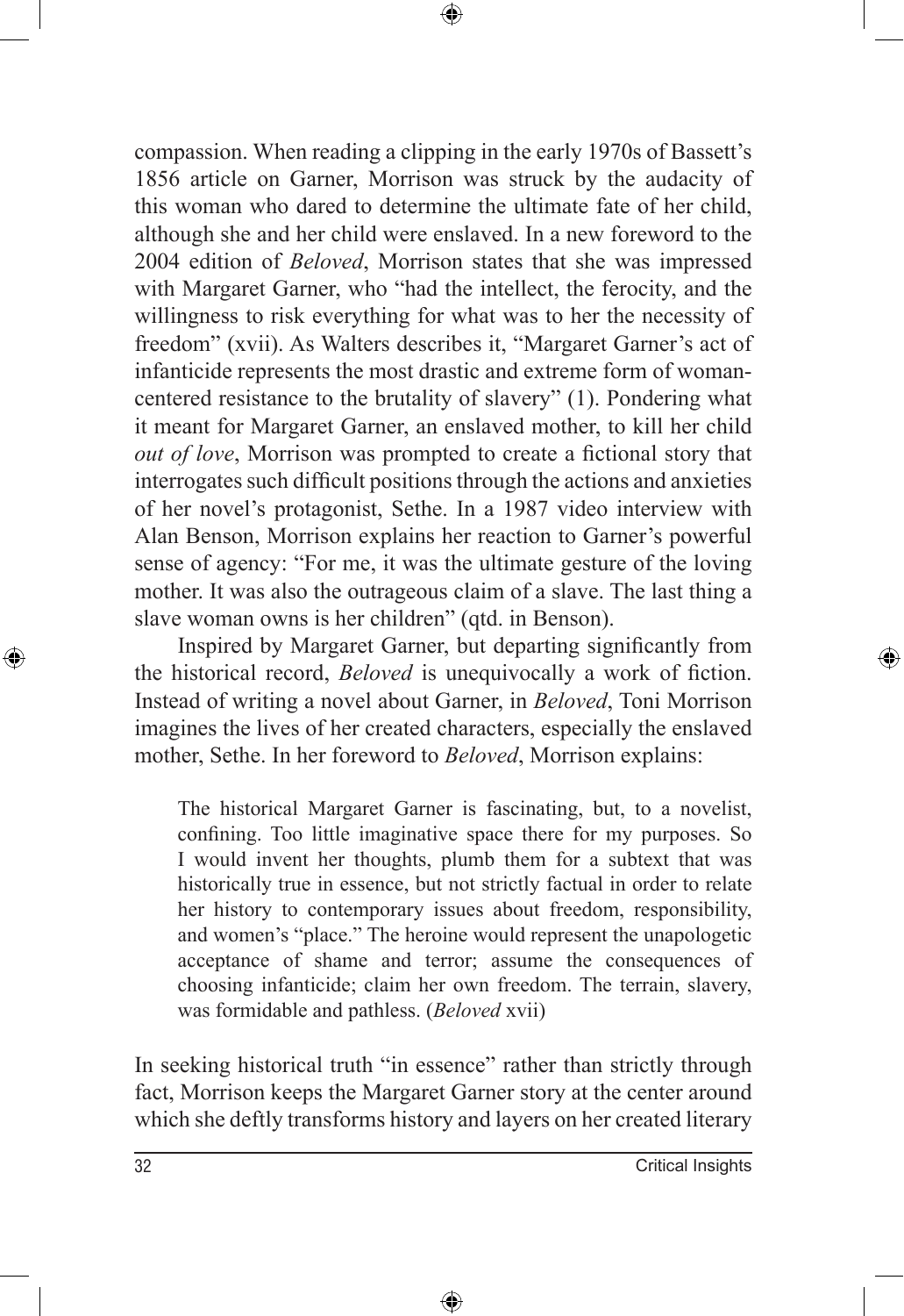compassion. When reading a clipping in the early 1970s of Bassett's 1856 article on Garner, Morrison was struck by the audacity of this woman who dared to determine the ultimate fate of her child, although she and her child were enslaved. In a new foreword to the 2004 edition of *Beloved*, Morrison states that she was impressed with Margaret Garner, who "had the intellect, the ferocity, and the willingness to risk everything for what was to her the necessity of freedom" (xvii). As Walters describes it, "Margaret Garner's act of infanticide represents the most drastic and extreme form of woman-centered resistance to the brutality of slavery" (1). Pondering what it meant for Margaret Garner, an enslaved mother, to kill her child *out of love*, Morrison was prompted to create a fictional story that interrogates such difficult positions through the actions and anxieties of her novel's protagonist, Sethe. In a 1987 video interview with Alan Benson, Morrison explains her reaction to Garner's powerful sense of agency: "For me, it was the ultimate gesture of the loving mother. It was also the outrageous claim of a slave. The last thing a slave woman owns is her children" (qtd. in Benson).

Inspired by Margaret Garner, but departing significantly from the historical record, *Beloved* is unequivocally a work of fiction. Instead of writing a novel about Garner, in *Beloved*, Toni Morrison imagines the lives of her created characters, especially the enslaved mother, Sethe. In her foreword to *Beloved*, Morrison explains:

> The historical Margaret Garner is fascinating, but, to a novelist, confining. Too little imaginative space there for my purposes. So I would invent her thoughts, plumb them for a subtext that was historically true in essence, but not strictly factual in order to relate her history to contemporary issues about freedom, responsibility, and women's "place." The heroine would represent the unapologetic acceptance of shame and terror; assume the consequences of choosing infanticide; claim her own freedom. The terrain, slavery, was formidable and pathless. (*Beloved* xvii)

In seeking historical truth "in essence" rather than strictly through fact, Morrison keeps the Margaret Garner story at the center around which she deftly transforms history and layers on her created literary